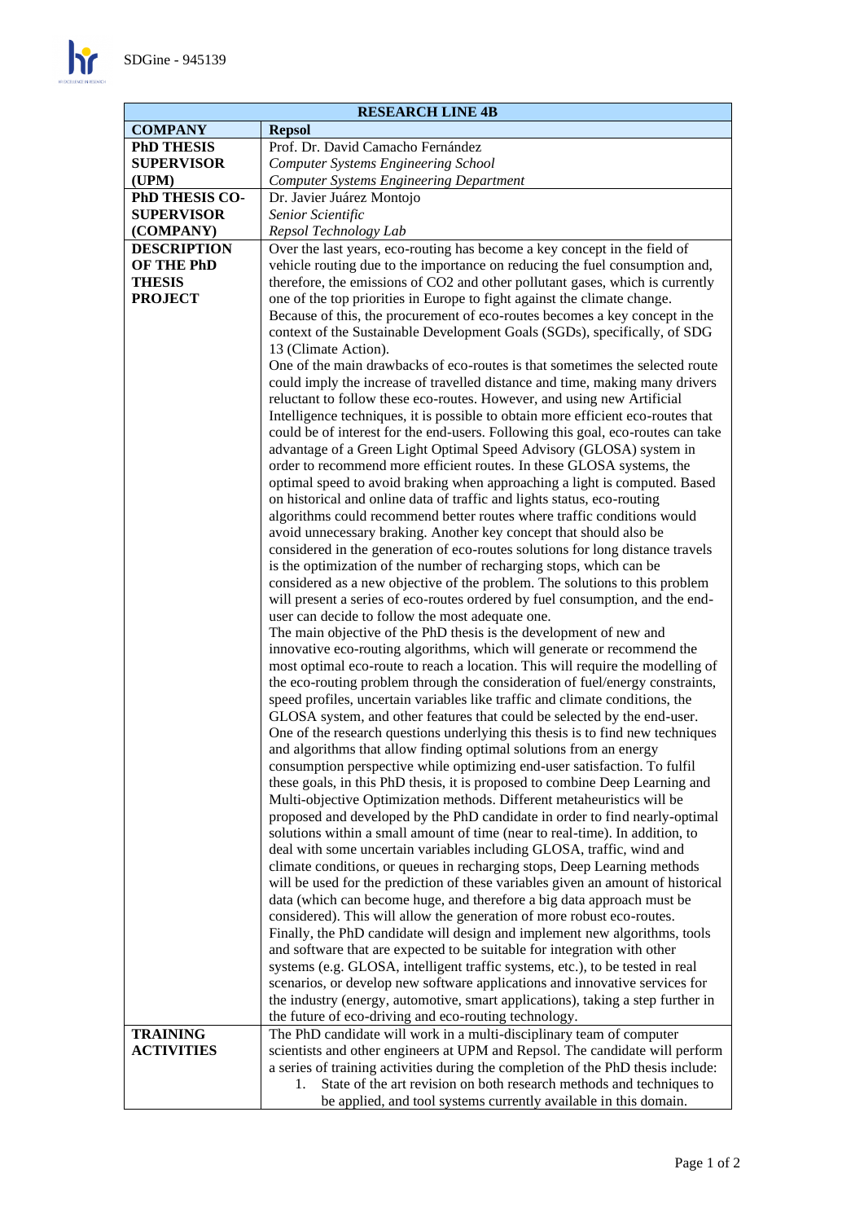| RESEARCH LINE 4B | |
|---|---|
| **COMPANY** | **Repsol** |
| **PhD THESIS SUPERVISOR (UPM)** | Prof. Dr. David Camacho Fernández<br>*Computer Systems Engineering School*<br>*Computer Systems Engineering Department* |
| **PhD THESIS CO-SUPERVISOR (COMPANY)** | Dr. Javier Juárez Montojo<br>*Senior Scientific*<br>*Repsol Technology Lab* |
| **DESCRIPTION OF THE PhD THESIS PROJECT** | Over the last years, eco-routing has become a key concept in the field of vehicle routing due to the importance on reducing the fuel consumption and, therefore, the emissions of $CO_2$ and other pollutant gases, which is currently one of the top priorities in Europe to fight against the climate change. Because of this, the procurement of eco-routes becomes a key concept in the context of the Sustainable Development Goals (SGDs), specifically, of SDG 13 (Climate Action).<br>One of the main drawbacks of eco-routes is that sometimes the selected route could imply the increase of travelled distance and time, making many drivers reluctant to follow these eco-routes. However, and using new Artificial Intelligence techniques, it is possible to obtain more efficient eco-routes that could be of interest for the end-users. Following this goal, eco-routes can take advantage of a Green Light Optimal Speed Advisory (GLOSA) system in order to recommend more efficient routes. In these GLOSA systems, the optimal speed to avoid braking when approaching a light is computed. Based on historical and online data of traffic and lights status, eco-routing algorithms could recommend better routes where traffic conditions would avoid unnecessary braking. Another key concept that should also be considered in the generation of eco-routes solutions for long distance travels is the optimization of the number of recharging stops, which can be considered as a new objective of the problem. The solutions to this problem will present a series of eco-routes ordered by fuel consumption, and the end-user can decide to follow the most adequate one.<br>The main objective of the PhD thesis is the development of new and innovative eco-routing algorithms, which will generate or recommend the most optimal eco-route to reach a location. This will require the modelling of the eco-routing problem through the consideration of fuel/energy constraints, speed profiles, uncertain variables like traffic and climate conditions, the GLOSA system, and other features that could be selected by the end-user. One of the research questions underlying this thesis is to find new techniques and algorithms that allow finding optimal solutions from an energy consumption perspective while optimizing end-user satisfaction. To fulfil these goals, in this PhD thesis, it is proposed to combine Deep Learning and Multi-objective Optimization methods. Different metaheuristics will be proposed and developed by the PhD candidate in order to find nearly-optimal solutions within a small amount of time (near to real-time). In addition, to deal with some uncertain variables including GLOSA, traffic, wind and climate conditions, or queues in recharging stops, Deep Learning methods will be used for the prediction of these variables given an amount of historical data (which can become huge, and therefore a big data approach must be considered). This will allow the generation of more robust eco-routes.<br>Finally, the PhD candidate will design and implement new algorithms, tools and software that are expected to be suitable for integration with other systems (e.g. GLOSA, intelligent traffic systems, etc.), to be tested in real scenarios, or develop new software applications and innovative services for the industry (energy, automotive, smart applications), taking a step further in the future of eco-driving and eco-routing technology. |
| **TRAINING ACTIVITIES** | The PhD candidate will work in a multi-disciplinary team of computer scientists and other engineers at UPM and Repsol. The candidate will perform a series of training activities during the completion of the PhD thesis include:<br>1. State of the art revision on both research methods and techniques to be applied, and tool systems currently available in this domain. |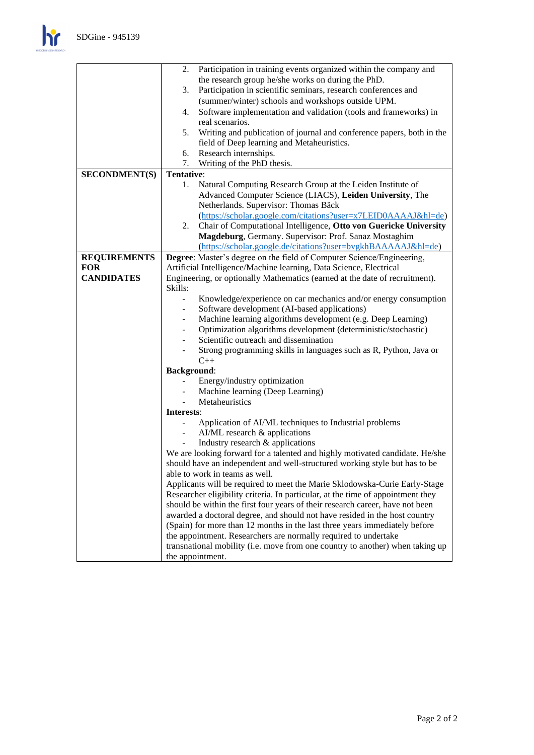| | |
|---|---|
| | 2. Participation in training events organized within the company and the research group he/she works on during the PhD.<br>3. Participation in scientific seminars, research conferences and (summer/winter) schools and workshops outside UPM.<br>4. Software implementation and validation (tools and frameworks) in real scenarios.<br>5. Writing and publication of journal and conference papers, both in the field of Deep learning and Metaheuristics.<br>6. Research internships.<br>7. Writing of the PhD thesis. |
| **SECONDMENT(S)** | **Tentative**:<br>1. Natural Computing Research Group at the Leiden Institute of Advanced Computer Science (LIACS), **Leiden University**, The Netherlands. Supervisor: Thomas Bäck (https://scholar.google.com/citations?user=x7LEID0AAAAJ&hl=de)<br>2. Chair of Computational Intelligence, **Otto von Guericke University Magdeburg**, Germany. Supervisor: Prof. Sanaz Mostaghim (https://scholar.google.de/citations?user=bvgkhBAAAAAJ&hl=de) |
| **REQUIREMENTS FOR CANDIDATES** | **Degree**: Master's degree on the field of Computer Science/Engineering, Artificial Intelligence/Machine learning, Data Science, Electrical Engineering, or optionally Mathematics (earned at the date of recruitment).<br>Skills:<br>- Knowledge/experience on car mechanics and/or energy consumption<br>- Software development (AI-based applications)<br>- Machine learning algorithms development (e.g. Deep Learning)<br>- Optimization algorithms development (deterministic/stochastic)<br>- Scientific outreach and dissemination<br>- Strong programming skills in languages such as R, Python, Java or C++<br>**Background**:<br>- Energy/industry optimization<br>- Machine learning (Deep Learning)<br>- Metaheuristics<br>**Interests**:<br>- Application of AI/ML techniques to Industrial problems<br>- AI/ML research & applications<br>- Industry research & applications<br>We are looking forward for a talented and highly motivated candidate. He/she should have an independent and well-structured working style but has to be able to work in teams as well.<br>Applicants will be required to meet the Marie Sklodowska-Curie Early-Stage Researcher eligibility criteria. In particular, at the time of appointment they should be within the first four years of their research career, have not been awarded a doctoral degree, and should not have resided in the host country (Spain) for more than 12 months in the last three years immediately before the appointment. Researchers are normally required to undertake transnational mobility (i.e. move from one country to another) when taking up the appointment. |